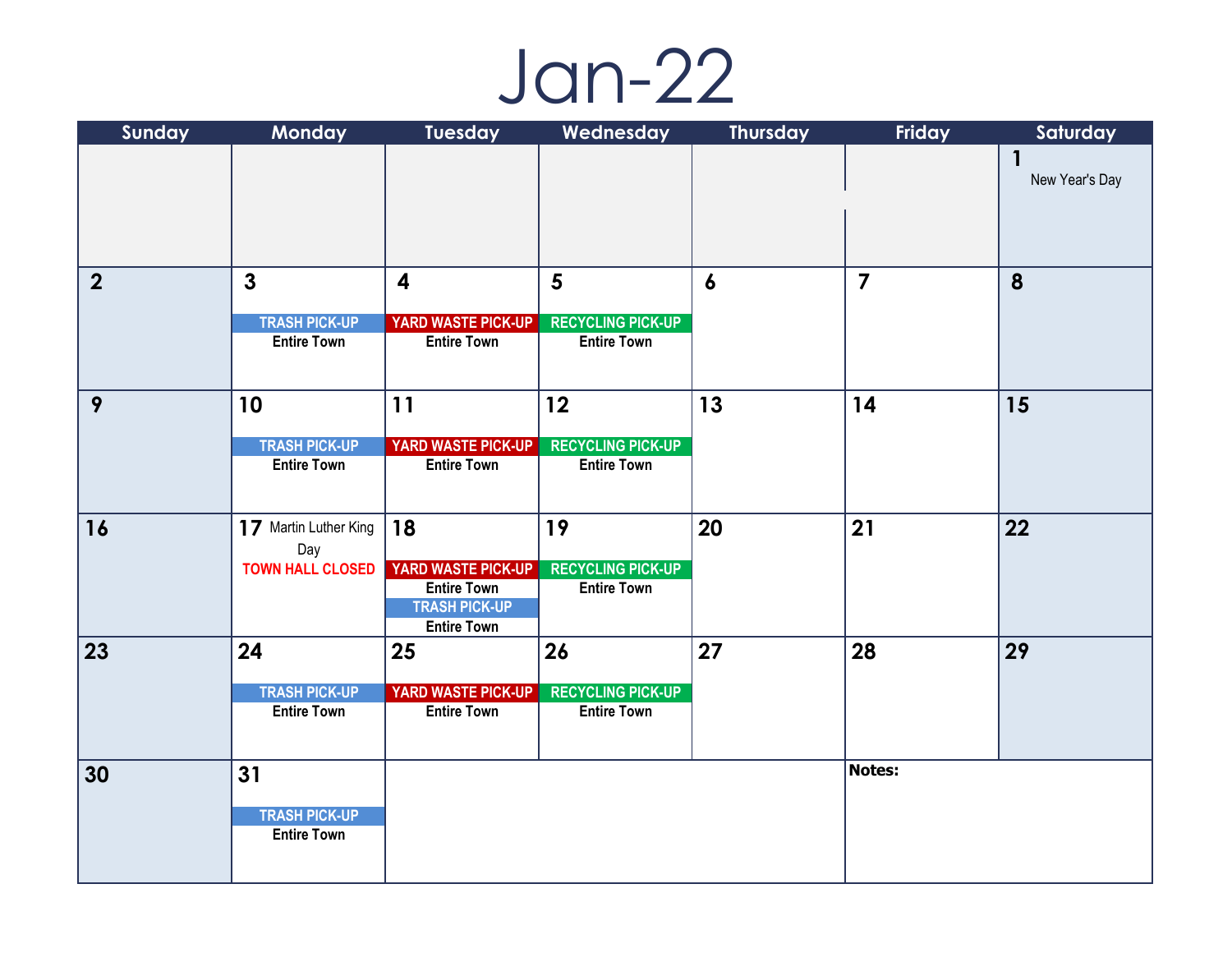# Jan-22

| Sunday | Monday | Tuesday | Wednesday | Thursday | Friday | Saturday |
|---|---|---|---|---|---|---|
| | | | | | | 1 New Year's Day |
| 2 | 3 TRASH PICK-UP Entire Town | 4 YARD WASTE PICK-UP Entire Town | 5 RECYCLING PICK-UP Entire Town | 6 | 7 | 8 |
| 9 | 10 TRASH PICK-UP Entire Town | 11 YARD WASTE PICK-UP Entire Town | 12 RECYCLING PICK-UP Entire Town | 13 | 14 | 15 |
| 16 | 17 Martin Luther King Day TOWN HALL CLOSED | 18 YARD WASTE PICK-UP Entire Town TRASH PICK-UP Entire Town | 19 RECYCLING PICK-UP Entire Town | 20 | 21 | 22 |
| 23 | 24 TRASH PICK-UP Entire Town | 25 YARD WASTE PICK-UP Entire Town | 26 RECYCLING PICK-UP Entire Town | 27 | 28 | 29 |
| 30 | 31 TRASH PICK-UP Entire Town | | | | **Notes:** | |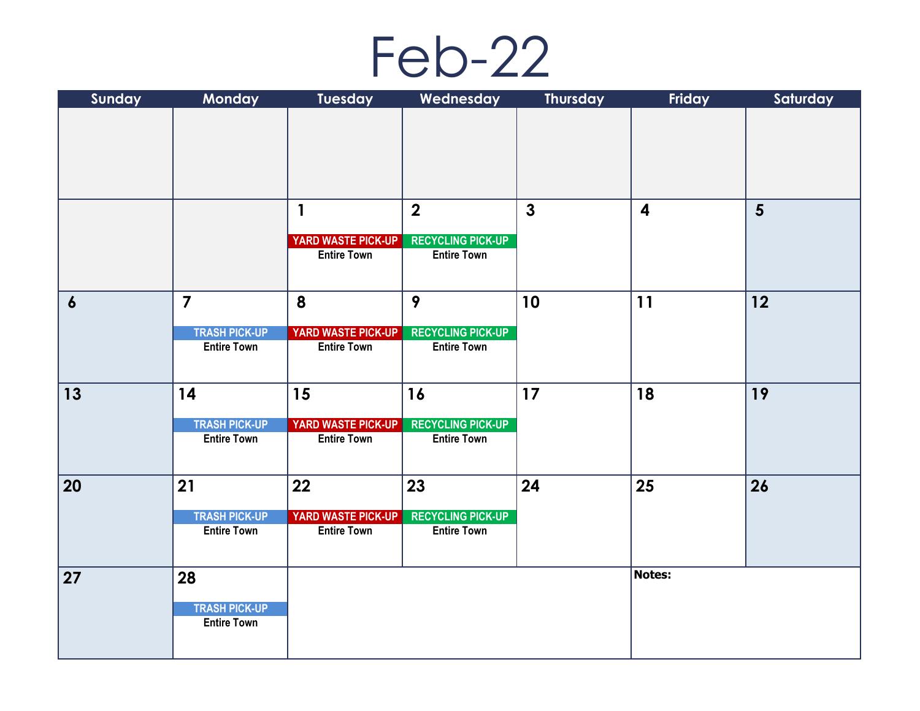# Feb-22

| Sunday | Monday | Tuesday | Wednesday | Thursday | Friday | Saturday |
|---|---|---|---|---|---|---|
| | | | | | | |
| | | 1 YARD WASTE PICK-UP Entire Town | 2 RECYCLING PICK-UP Entire Town | 3 | 4 | 5 |
| 6 | 7 TRASH PICK-UP Entire Town | 8 YARD WASTE PICK-UP Entire Town | 9 RECYCLING PICK-UP Entire Town | 10 | 11 | 12 |
| 13 | 14 TRASH PICK-UP Entire Town | 15 YARD WASTE PICK-UP Entire Town | 16 RECYCLING PICK-UP Entire Town | 17 | 18 | 19 |
| 20 | 21 TRASH PICK-UP Entire Town | 22 YARD WASTE PICK-UP Entire Town | 23 RECYCLING PICK-UP Entire Town | 24 | 25 | 26 |
| 27 | 28 TRASH PICK-UP Entire Town | | | | **Notes:** | |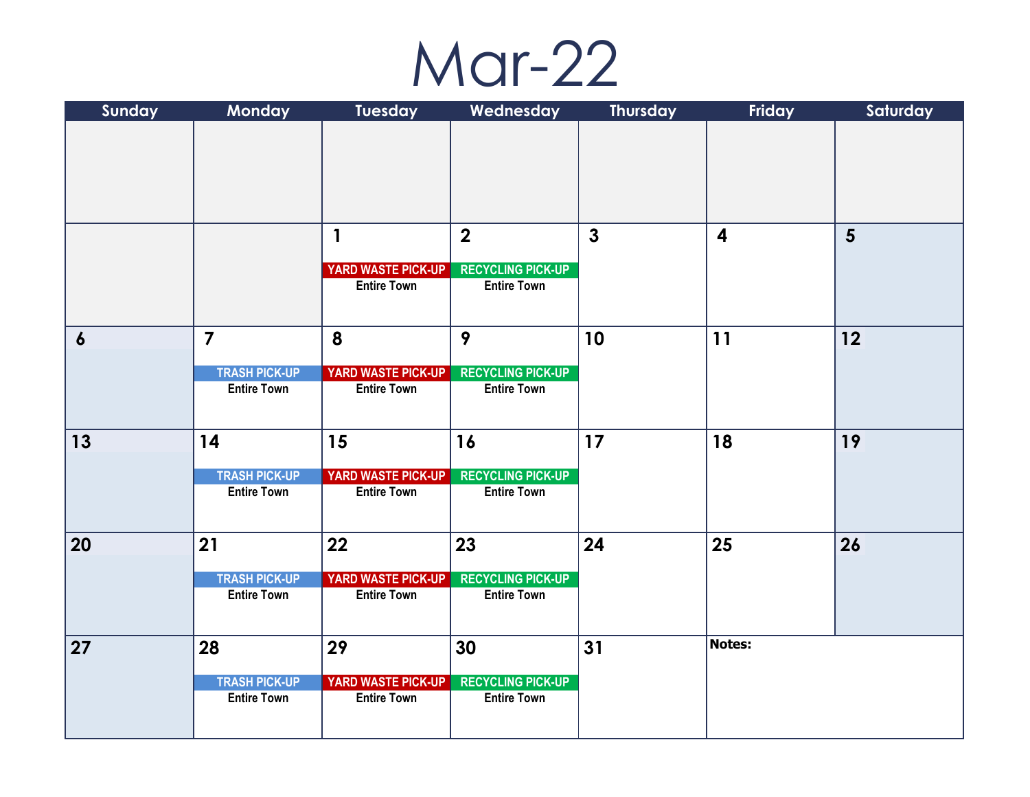# Mar-22

| Sunday | Monday | Tuesday | Wednesday | Thursday | Friday | Saturday |
|---|---|---|---|---|---|---|
| | | | | | | |
| | | 1<br>YARD WASTE PICK-UP<br>Entire Town | 2<br>RECYCLING PICK-UP<br>Entire Town | 3 | 4 | 5 |
| 6 | 7<br>TRASH PICK-UP<br>Entire Town | 8<br>YARD WASTE PICK-UP<br>Entire Town | 9<br>RECYCLING PICK-UP<br>Entire Town | 10 | 11 | 12 |
| 13 | 14<br>TRASH PICK-UP<br>Entire Town | 15<br>YARD WASTE PICK-UP<br>Entire Town | 16<br>RECYCLING PICK-UP<br>Entire Town | 17 | 18 | 19 |
| 20 | 21<br>TRASH PICK-UP<br>Entire Town | 22<br>YARD WASTE PICK-UP<br>Entire Town | 23<br>RECYCLING PICK-UP<br>Entire Town | 24 | 25 | 26 |
| 27 | 28<br>TRASH PICK-UP<br>Entire Town | 29<br>YARD WASTE PICK-UP<br>Entire Town | 30<br>RECYCLING PICK-UP<br>Entire Town | 31 | **Notes:** | |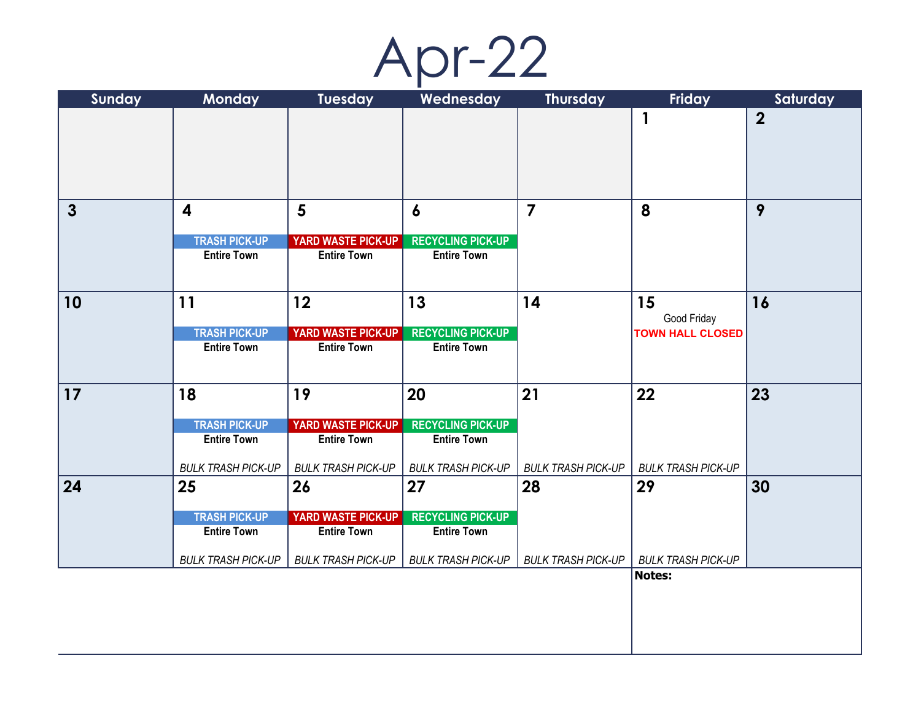# Apr-22

| Sunday | Monday | Tuesday | Wednesday | Thursday | Friday | Saturday |
|---|---|---|---|---|---|---|
| | | | | | 1 | 2 |
| 3 | 4<br>TRASH PICK-UP<br>Entire Town | 5<br>YARD WASTE PICK-UP<br>Entire Town | 6<br>RECYCLING PICK-UP<br>Entire Town | 7 | 8 | 9 |
| 10 | 11<br>TRASH PICK-UP<br>Entire Town | 12<br>YARD WASTE PICK-UP<br>Entire Town | 13<br>RECYCLING PICK-UP<br>Entire Town | 14 | 15<br>Good Friday<br>TOWN HALL CLOSED | 16 |
| 17 | 18<br>TRASH PICK-UP<br>Entire Town<br>*BULK TRASH PICK-UP* | 19<br>YARD WASTE PICK-UP<br>Entire Town<br>*BULK TRASH PICK-UP* | 20<br>RECYCLING PICK-UP<br>Entire Town<br>*BULK TRASH PICK-UP* | 21<br>*BULK TRASH PICK-UP* | 22<br>*BULK TRASH PICK-UP* | 23 |
| 24 | 25<br>TRASH PICK-UP<br>Entire Town<br>*BULK TRASH PICK-UP* | 26<br>YARD WASTE PICK-UP<br>Entire Town<br>*BULK TRASH PICK-UP* | 27<br>RECYCLING PICK-UP<br>Entire Town<br>*BULK TRASH PICK-UP* | 28<br>*BULK TRASH PICK-UP* | 29<br>*BULK TRASH PICK-UP* | 30 |

**Notes:**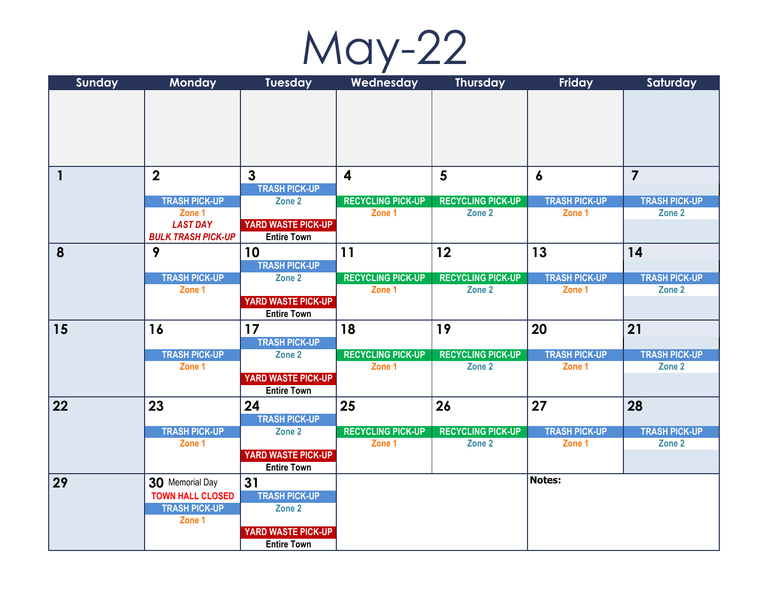# May-22

| Sunday | Monday | Tuesday | Wednesday | Thursday | Friday | Saturday |
|---|---|---|---|---|---|---|
| | | | | | | |
| 1 | 2 TRASH PICK-UP Zone 1 *LAST DAY* *BULK TRASH PICK-UP* | 3 TRASH PICK-UP Zone 2 YARD WASTE PICK-UP Entire Town | 4 RECYCLING PICK-UP Zone 1 | 5 RECYCLING PICK-UP Zone 2 | 6 TRASH PICK-UP Zone 1 | 7 TRASH PICK-UP Zone 2 |
| 8 | 9 TRASH PICK-UP Zone 1 | 10 TRASH PICK-UP Zone 2 YARD WASTE PICK-UP Entire Town | 11 RECYCLING PICK-UP Zone 1 | 12 RECYCLING PICK-UP Zone 2 | 13 TRASH PICK-UP Zone 1 | 14 TRASH PICK-UP Zone 2 |
| 15 | 16 TRASH PICK-UP Zone 1 | 17 TRASH PICK-UP Zone 2 YARD WASTE PICK-UP Entire Town | 18 RECYCLING PICK-UP Zone 1 | 19 RECYCLING PICK-UP Zone 2 | 20 TRASH PICK-UP Zone 1 | 21 TRASH PICK-UP Zone 2 |
| 22 | 23 TRASH PICK-UP Zone 1 | 24 TRASH PICK-UP Zone 2 YARD WASTE PICK-UP Entire Town | 25 RECYCLING PICK-UP Zone 1 | 26 RECYCLING PICK-UP Zone 2 | 27 TRASH PICK-UP Zone 1 | 28 TRASH PICK-UP Zone 2 |
| 29 | 30 Memorial Day TOWN HALL CLOSED TRASH PICK-UP Zone 1 | 31 TRASH PICK-UP Zone 2 YARD WASTE PICK-UP Entire Town | | | **Notes:** | |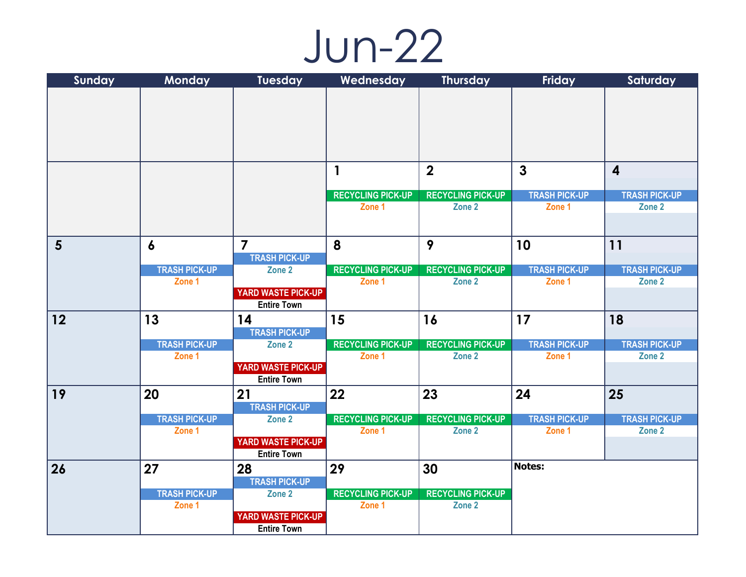# Jun-22

| Sunday | Monday | Tuesday | Wednesday | Thursday | Friday | Saturday |
|---|---|---|---|---|---|---|
| | | | | | | |
| | | | 1<br>RECYCLING PICK-UP<br>Zone 1 | 2<br>RECYCLING PICK-UP<br>Zone 2 | 3<br>TRASH PICK-UP<br>Zone 1 | 4<br>TRASH PICK-UP<br>Zone 2 |
| 5 | 6<br>TRASH PICK-UP<br>Zone 1 | 7<br>TRASH PICK-UP<br>Zone 2<br>YARD WASTE PICK-UP<br>Entire Town | 8<br>RECYCLING PICK-UP<br>Zone 1 | 9<br>RECYCLING PICK-UP<br>Zone 2 | 10<br>TRASH PICK-UP<br>Zone 1 | 11<br>TRASH PICK-UP<br>Zone 2 |
| 12 | 13<br>TRASH PICK-UP<br>Zone 1 | 14<br>TRASH PICK-UP<br>Zone 2<br>YARD WASTE PICK-UP<br>Entire Town | 15<br>RECYCLING PICK-UP<br>Zone 1 | 16<br>RECYCLING PICK-UP<br>Zone 2 | 17<br>TRASH PICK-UP<br>Zone 1 | 18<br>TRASH PICK-UP<br>Zone 2 |
| 19 | 20<br>TRASH PICK-UP<br>Zone 1 | 21<br>TRASH PICK-UP<br>Zone 2<br>YARD WASTE PICK-UP<br>Entire Town | 22<br>RECYCLING PICK-UP<br>Zone 1 | 23<br>RECYCLING PICK-UP<br>Zone 2 | 24<br>TRASH PICK-UP<br>Zone 1 | 25<br>TRASH PICK-UP<br>Zone 2 |
| 26 | 27<br>TRASH PICK-UP<br>Zone 1 | 28<br>TRASH PICK-UP<br>Zone 2<br>YARD WASTE PICK-UP<br>Entire Town | 29<br>RECYCLING PICK-UP<br>Zone 1 | 30<br>RECYCLING PICK-UP<br>Zone 2 | **Notes:** | |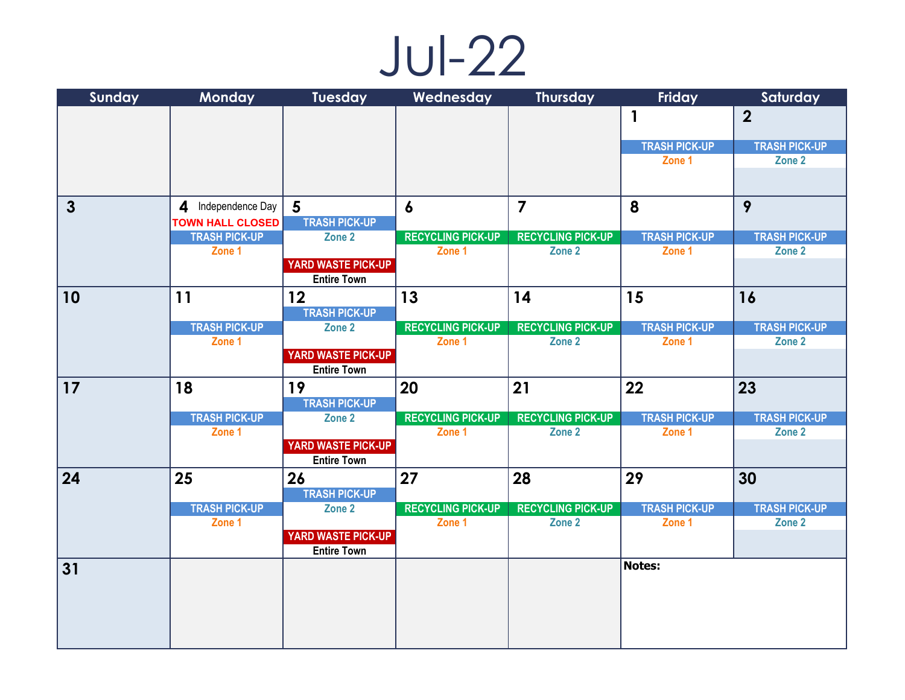# Jul-22

| Sunday | Monday | Tuesday | Wednesday | Thursday | Friday | Saturday |
|---|---|---|---|---|---|---|
| | | | | | **1** TRASH PICK-UP Zone 1 | **2** TRASH PICK-UP Zone 2 |
| **3** | **4** Independence Day TOWN HALL CLOSED TRASH PICK-UP Zone 1 | **5** TRASH PICK-UP Zone 2 YARD WASTE PICK-UP Entire Town | **6** RECYCLING PICK-UP Zone 1 | **7** RECYCLING PICK-UP Zone 2 | **8** TRASH PICK-UP Zone 1 | **9** TRASH PICK-UP Zone 2 |
| **10** | **11** TRASH PICK-UP Zone 1 | **12** TRASH PICK-UP Zone 2 YARD WASTE PICK-UP Entire Town | **13** RECYCLING PICK-UP Zone 1 | **14** RECYCLING PICK-UP Zone 2 | **15** TRASH PICK-UP Zone 1 | **16** TRASH PICK-UP Zone 2 |
| **17** | **18** TRASH PICK-UP Zone 1 | **19** TRASH PICK-UP Zone 2 YARD WASTE PICK-UP Entire Town | **20** RECYCLING PICK-UP Zone 1 | **21** RECYCLING PICK-UP Zone 2 | **22** TRASH PICK-UP Zone 1 | **23** TRASH PICK-UP Zone 2 |
| **24** | **25** TRASH PICK-UP Zone 1 | **26** TRASH PICK-UP Zone 2 YARD WASTE PICK-UP Entire Town | **27** RECYCLING PICK-UP Zone 1 | **28** RECYCLING PICK-UP Zone 2 | **29** TRASH PICK-UP Zone 1 | **30** TRASH PICK-UP Zone 2 |
| **31** | | | | | **Notes:** | |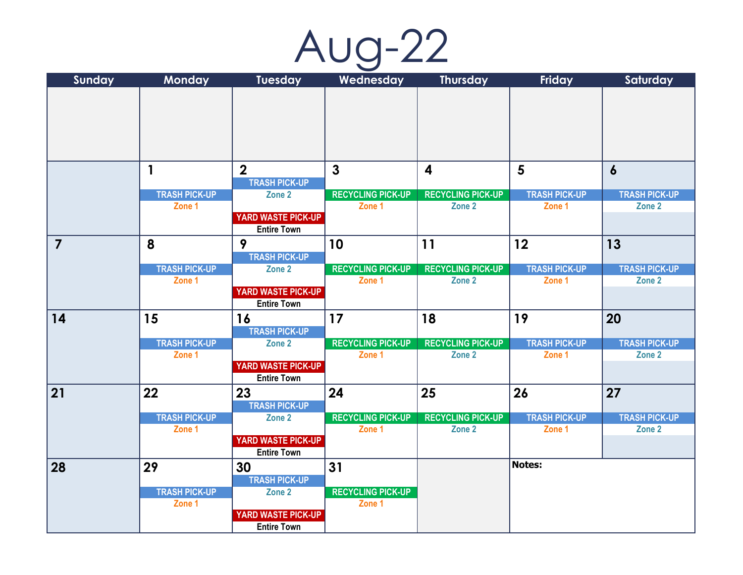# Aug-22

| Sunday | Monday | Tuesday | Wednesday | Thursday | Friday | Saturday |
|---|---|---|---|---|---|---|
| | | | | | | |
| | 1<br>TRASH PICK-UP<br>Zone 1 | 2<br>TRASH PICK-UP<br>Zone 2<br>YARD WASTE PICK-UP<br>Entire Town | 3<br>RECYCLING PICK-UP<br>Zone 1 | 4<br>RECYCLING PICK-UP<br>Zone 2 | 5<br>TRASH PICK-UP<br>Zone 1 | 6<br>TRASH PICK-UP<br>Zone 2 |
| 7 | 8<br>TRASH PICK-UP<br>Zone 1 | 9<br>TRASH PICK-UP<br>Zone 2<br>YARD WASTE PICK-UP<br>Entire Town | 10<br>RECYCLING PICK-UP<br>Zone 1 | 11<br>RECYCLING PICK-UP<br>Zone 2 | 12<br>TRASH PICK-UP<br>Zone 1 | 13<br>TRASH PICK-UP<br>Zone 2 |
| 14 | 15<br>TRASH PICK-UP<br>Zone 1 | 16<br>TRASH PICK-UP<br>Zone 2<br>YARD WASTE PICK-UP<br>Entire Town | 17<br>RECYCLING PICK-UP<br>Zone 1 | 18<br>RECYCLING PICK-UP<br>Zone 2 | 19<br>TRASH PICK-UP<br>Zone 1 | 20<br>TRASH PICK-UP<br>Zone 2 |
| 21 | 22<br>TRASH PICK-UP<br>Zone 1 | 23<br>TRASH PICK-UP<br>Zone 2<br>YARD WASTE PICK-UP<br>Entire Town | 24<br>RECYCLING PICK-UP<br>Zone 1 | 25<br>RECYCLING PICK-UP<br>Zone 2 | 26<br>TRASH PICK-UP<br>Zone 1 | 27<br>TRASH PICK-UP<br>Zone 2 |
| 28 | 29<br>TRASH PICK-UP<br>Zone 1 | 30<br>TRASH PICK-UP<br>Zone 2<br>YARD WASTE PICK-UP<br>Entire Town | 31<br>RECYCLING PICK-UP<br>Zone 1 | | **Notes:** | |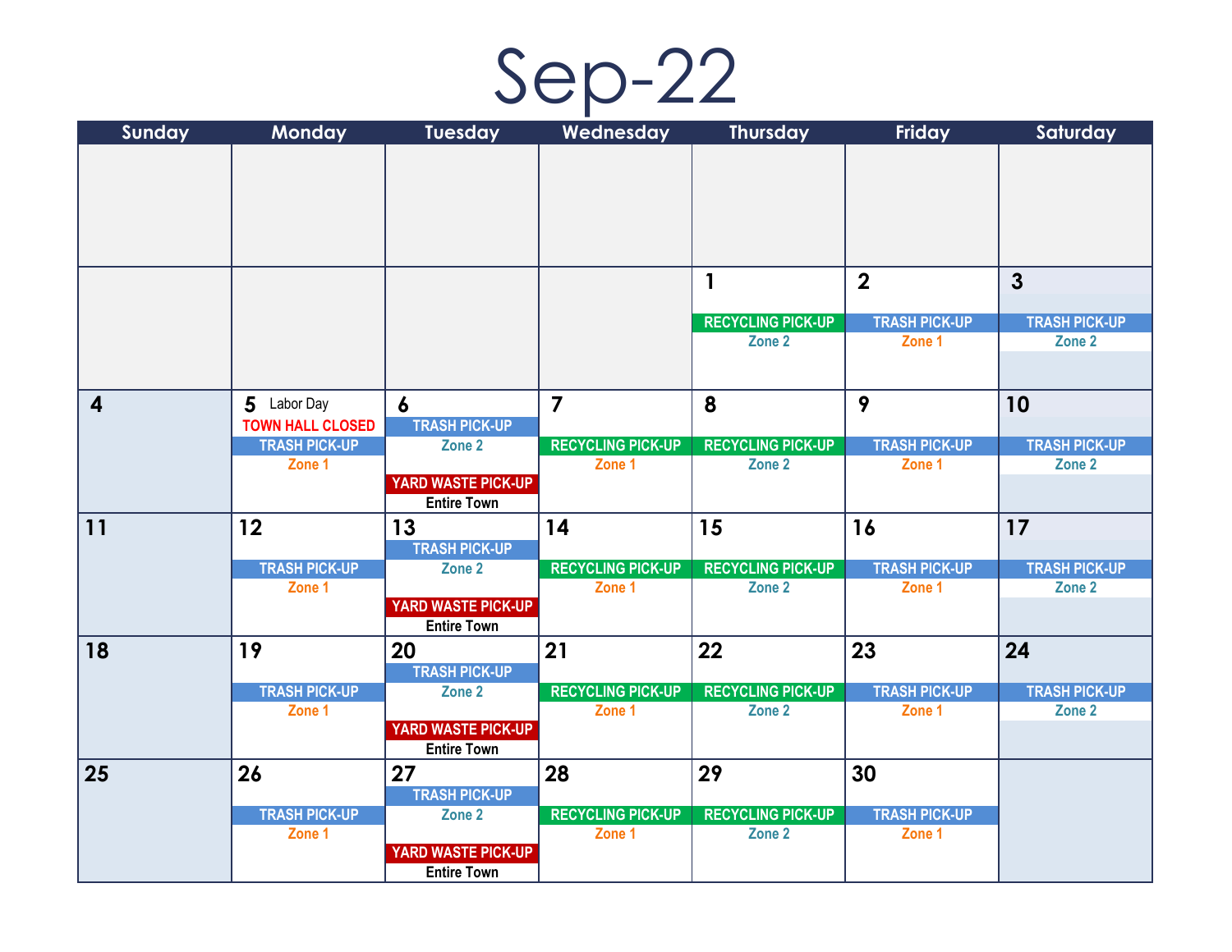# Sep-22

| Sunday | Monday | Tuesday | Wednesday | Thursday | Friday | Saturday |
|---|---|---|---|---|---|---|
| | | | | | | |
| | | | | 1<br>RECYCLING PICK-UP<br>Zone 2 | 2<br>TRASH PICK-UP<br>Zone 1 | 3<br>TRASH PICK-UP<br>Zone 2 |
| 4 | 5 Labor Day<br>TOWN HALL CLOSED<br>TRASH PICK-UP<br>Zone 1 | 6<br>TRASH PICK-UP<br>Zone 2<br>YARD WASTE PICK-UP<br>Entire Town | 7<br>RECYCLING PICK-UP<br>Zone 1 | 8<br>RECYCLING PICK-UP<br>Zone 2 | 9<br>TRASH PICK-UP<br>Zone 1 | 10<br>TRASH PICK-UP<br>Zone 2 |
| 11 | 12<br>TRASH PICK-UP<br>Zone 1 | 13<br>TRASH PICK-UP<br>Zone 2<br>YARD WASTE PICK-UP<br>Entire Town | 14<br>RECYCLING PICK-UP<br>Zone 1 | 15<br>RECYCLING PICK-UP<br>Zone 2 | 16<br>TRASH PICK-UP<br>Zone 1 | 17<br>TRASH PICK-UP<br>Zone 2 |
| 18 | 19<br>TRASH PICK-UP<br>Zone 1 | 20<br>TRASH PICK-UP<br>Zone 2<br>YARD WASTE PICK-UP<br>Entire Town | 21<br>RECYCLING PICK-UP<br>Zone 1 | 22<br>RECYCLING PICK-UP<br>Zone 2 | 23<br>TRASH PICK-UP<br>Zone 1 | 24<br>TRASH PICK-UP<br>Zone 2 |
| 25 | 26<br>TRASH PICK-UP<br>Zone 1 | 27<br>TRASH PICK-UP<br>Zone 2<br>YARD WASTE PICK-UP<br>Entire Town | 28<br>RECYCLING PICK-UP<br>Zone 1 | 29<br>RECYCLING PICK-UP<br>Zone 2 | 30<br>TRASH PICK-UP<br>Zone 1 | |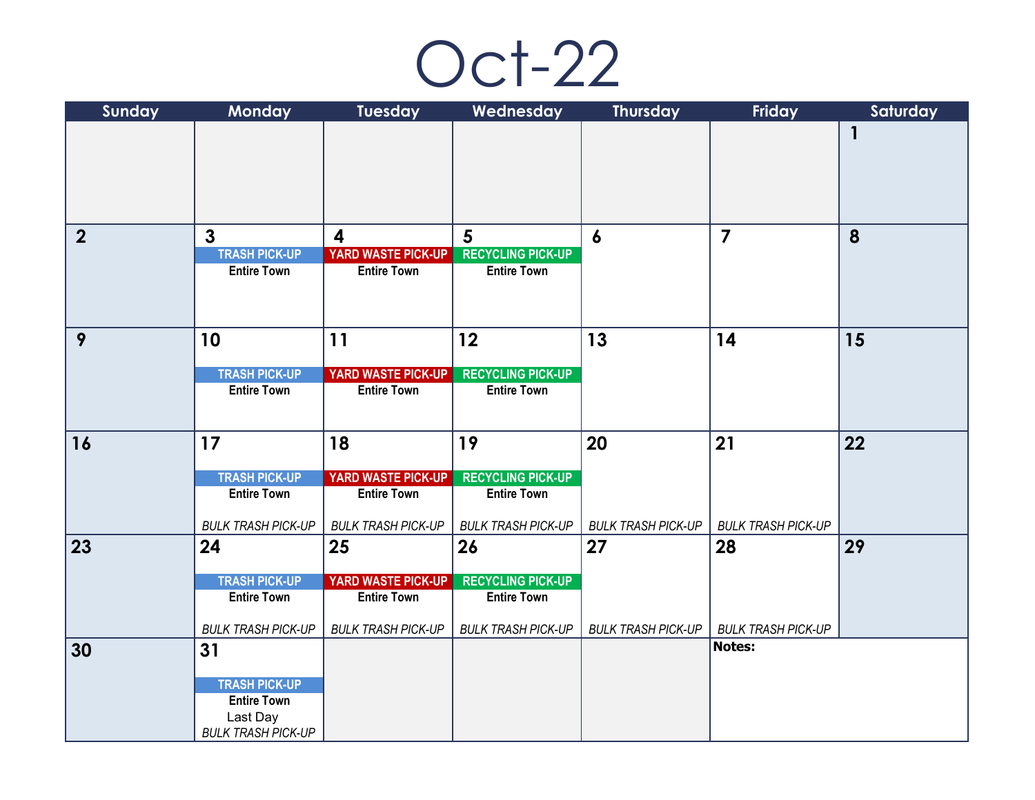# Oct-22

| Sunday | Monday | Tuesday | Wednesday | Thursday | Friday | Saturday |
|---|---|---|---|---|---|---|
| | | | | | | 1 |
| 2 | 3<br>TRASH PICK-UP<br>Entire Town | 4<br>YARD WASTE PICK-UP<br>Entire Town | 5<br>RECYCLING PICK-UP<br>Entire Town | 6 | 7 | 8 |
| 9 | 10<br>TRASH PICK-UP<br>Entire Town | 11<br>YARD WASTE PICK-UP<br>Entire Town | 12<br>RECYCLING PICK-UP<br>Entire Town | 13 | 14 | 15 |
| 16 | 17<br>TRASH PICK-UP<br>Entire Town<br>*BULK TRASH PICK-UP* | 18<br>YARD WASTE PICK-UP<br>Entire Town<br>*BULK TRASH PICK-UP* | 19<br>RECYCLING PICK-UP<br>Entire Town<br>*BULK TRASH PICK-UP* | 20<br>*BULK TRASH PICK-UP* | 21<br>*BULK TRASH PICK-UP* | 22 |
| 23 | 24<br>TRASH PICK-UP<br>Entire Town<br>*BULK TRASH PICK-UP* | 25<br>YARD WASTE PICK-UP<br>Entire Town<br>*BULK TRASH PICK-UP* | 26<br>RECYCLING PICK-UP<br>Entire Town<br>*BULK TRASH PICK-UP* | 27<br>*BULK TRASH PICK-UP* | 28<br>*BULK TRASH PICK-UP* | 29 |
| 30 | 31<br>TRASH PICK-UP<br>Entire Town<br>Last Day<br>*BULK TRASH PICK-UP* | | | | **Notes:** | |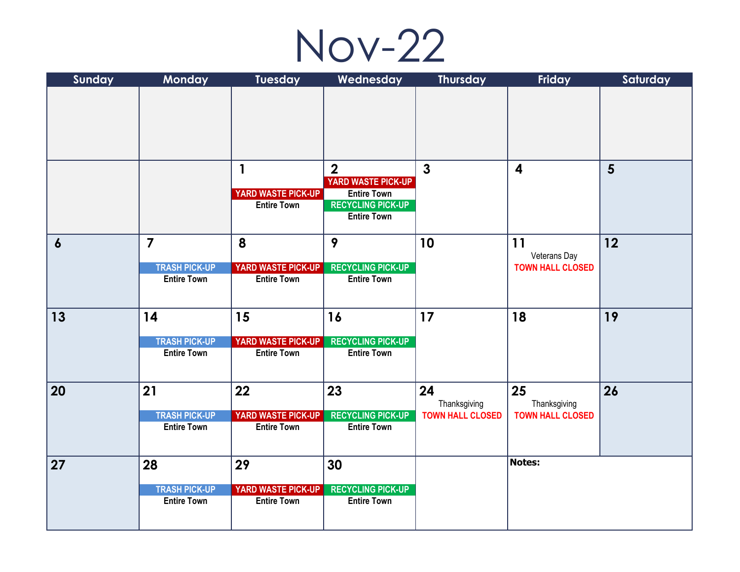# Nov-22

| Sunday | Monday | Tuesday | Wednesday | Thursday | Friday | Saturday |
|---|---|---|---|---|---|---|
| | | | | | | |
| | | **1**<br>YARD WASTE PICK-UP<br>Entire Town | **2**<br>YARD WASTE PICK-UP<br>Entire Town<br>RECYCLING PICK-UP<br>Entire Town | **3** | **4** | **5** |
| **6** | **7**<br>TRASH PICK-UP<br>Entire Town | **8**<br>YARD WASTE PICK-UP<br>Entire Town | **9**<br>RECYCLING PICK-UP<br>Entire Town | **10** | **11**<br>Veterans Day<br>TOWN HALL CLOSED | **12** |
| **13** | **14**<br>TRASH PICK-UP<br>Entire Town | **15**<br>YARD WASTE PICK-UP<br>Entire Town | **16**<br>RECYCLING PICK-UP<br>Entire Town | **17** | **18** | **19** |
| **20** | **21**<br>TRASH PICK-UP<br>Entire Town | **22**<br>YARD WASTE PICK-UP<br>Entire Town | **23**<br>RECYCLING PICK-UP<br>Entire Town | **24**<br>Thanksgiving<br>TOWN HALL CLOSED | **25**<br>Thanksgiving<br>TOWN HALL CLOSED | **26** |
| **27** | **28**<br>TRASH PICK-UP<br>Entire Town | **29**<br>YARD WASTE PICK-UP<br>Entire Town | **30**<br>RECYCLING PICK-UP<br>Entire Town | | **Notes:** | |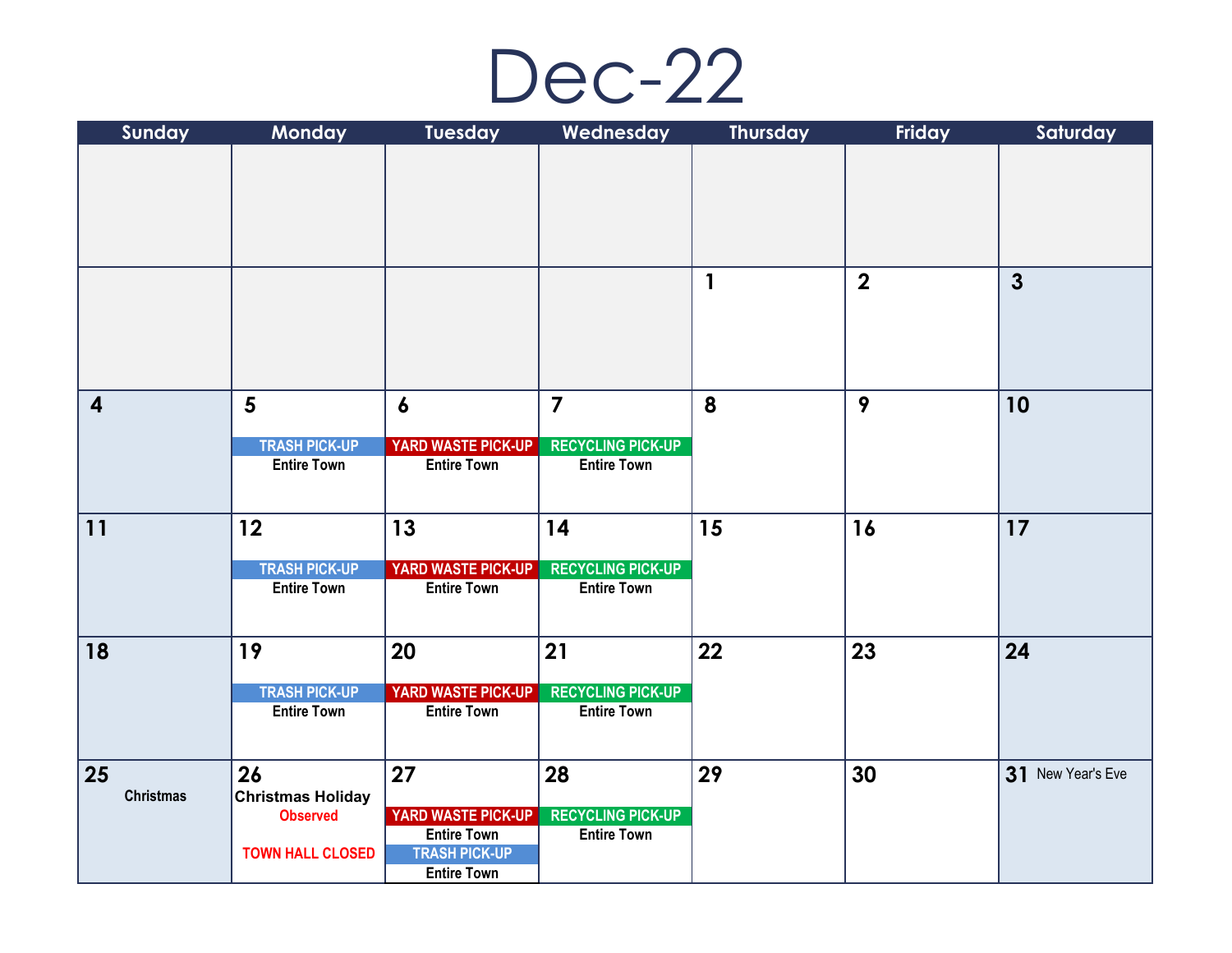# Dec-22

| Sunday | Monday | Tuesday | Wednesday | Thursday | Friday | Saturday |
|---|---|---|---|---|---|---|
| | | | | | | |
| | | | | 1 | 2 | 3 |
| 4 | 5 TRASH PICK-UP Entire Town | 6 YARD WASTE PICK-UP Entire Town | 7 RECYCLING PICK-UP Entire Town | 8 | 9 | 10 |
| 11 | 12 TRASH PICK-UP Entire Town | 13 YARD WASTE PICK-UP Entire Town | 14 RECYCLING PICK-UP Entire Town | 15 | 16 | 17 |
| 18 | 19 TRASH PICK-UP Entire Town | 20 YARD WASTE PICK-UP Entire Town | 21 RECYCLING PICK-UP Entire Town | 22 | 23 | 24 |
| 25 Christmas | 26 Christmas Holiday Observed TOWN HALL CLOSED | 27 YARD WASTE PICK-UP Entire Town TRASH PICK-UP Entire Town | 28 RECYCLING PICK-UP Entire Town | 29 | 30 | 31 New Year's Eve |